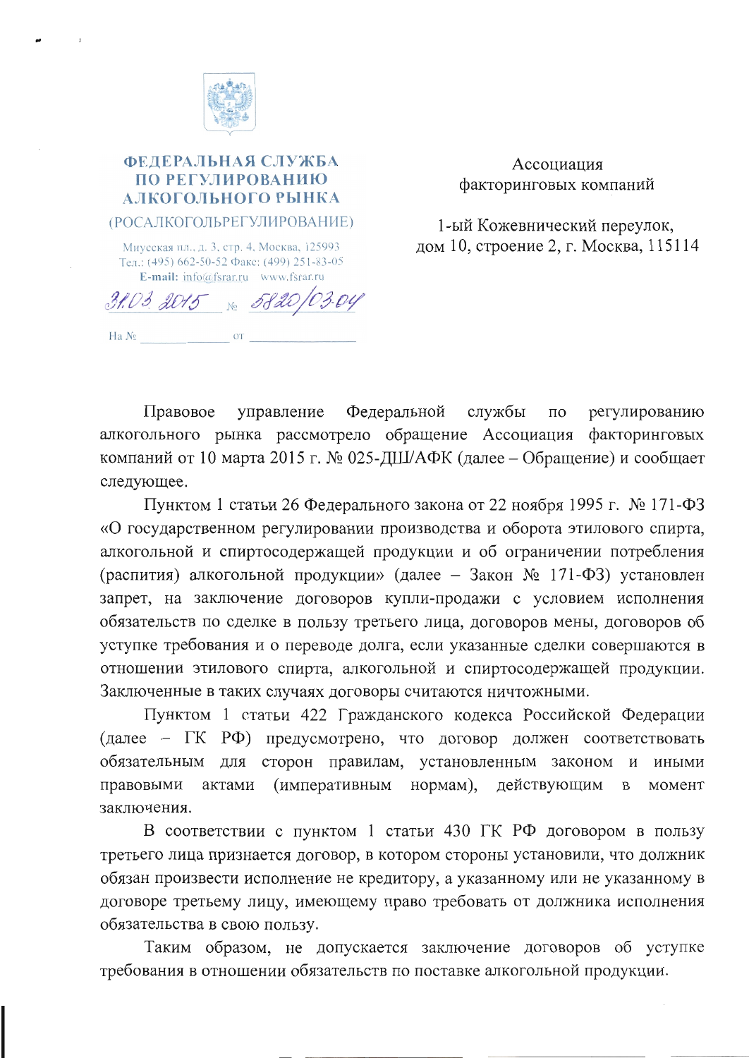**ФЕДЕРАЛЬНАЯ СЛУЖБА ПО РЕГУЛИРОВАНИЮ АЛКОГОЛЬНОГО РЫНКА**

(РОСАЛКОГОЛЬРЕГУЛИРОВАНИЕ)

Миусская пл., д. 3, стр. 4, Москва, 125993
Тел.: (495) 662-50-52 Факс: (499) 251-83-05
**E-mail:** info@fsrar.ru www.fsrar.ru

31.03.2015 № 5820/03-04

На № ____________ от ____________

Ассоциация факторинговых компаний

1-ый Кожевнический переулок, дом 10, строение 2, г. Москва, 115114

Правовое управление Федеральной службы по регулированию алкогольного рынка рассмотрело обращение Ассоциация факторинговых компаний от 10 марта 2015 г. № 025-ДШ/АФК (далее – Обращение) и сообщает следующее.

Пунктом 1 статьи 26 Федерального закона от 22 ноября 1995 г. № 171-ФЗ «О государственном регулировании производства и оборота этилового спирта, алкогольной и спиртосодержащей продукции и об ограничении потребления (распития) алкогольной продукции» (далее – Закон № 171-ФЗ) установлен запрет, на заключение договоров купли-продажи с условием исполнения обязательств по сделке в пользу третьего лица, договоров мены, договоров об уступке требования и о переводе долга, если указанные сделки совершаются в отношении этилового спирта, алкогольной и спиртосодержащей продукции. Заключенные в таких случаях договоры считаются ничтожными.

Пунктом 1 статьи 422 Гражданского кодекса Российской Федерации (далее – ГК РФ) предусмотрено, что договор должен соответствовать обязательным для сторон правилам, установленным законом и иными правовыми актами (императивным нормам), действующим в момент заключения.

В соответствии с пунктом 1 статьи 430 ГК РФ договором в пользу третьего лица признается договор, в котором стороны установили, что должник обязан произвести исполнение не кредитору, а указанному или не указанному в договоре третьему лицу, имеющему право требовать от должника исполнения обязательства в свою пользу.

Таким образом, не допускается заключение договоров об уступке требования в отношении обязательств по поставке алкогольной продукции.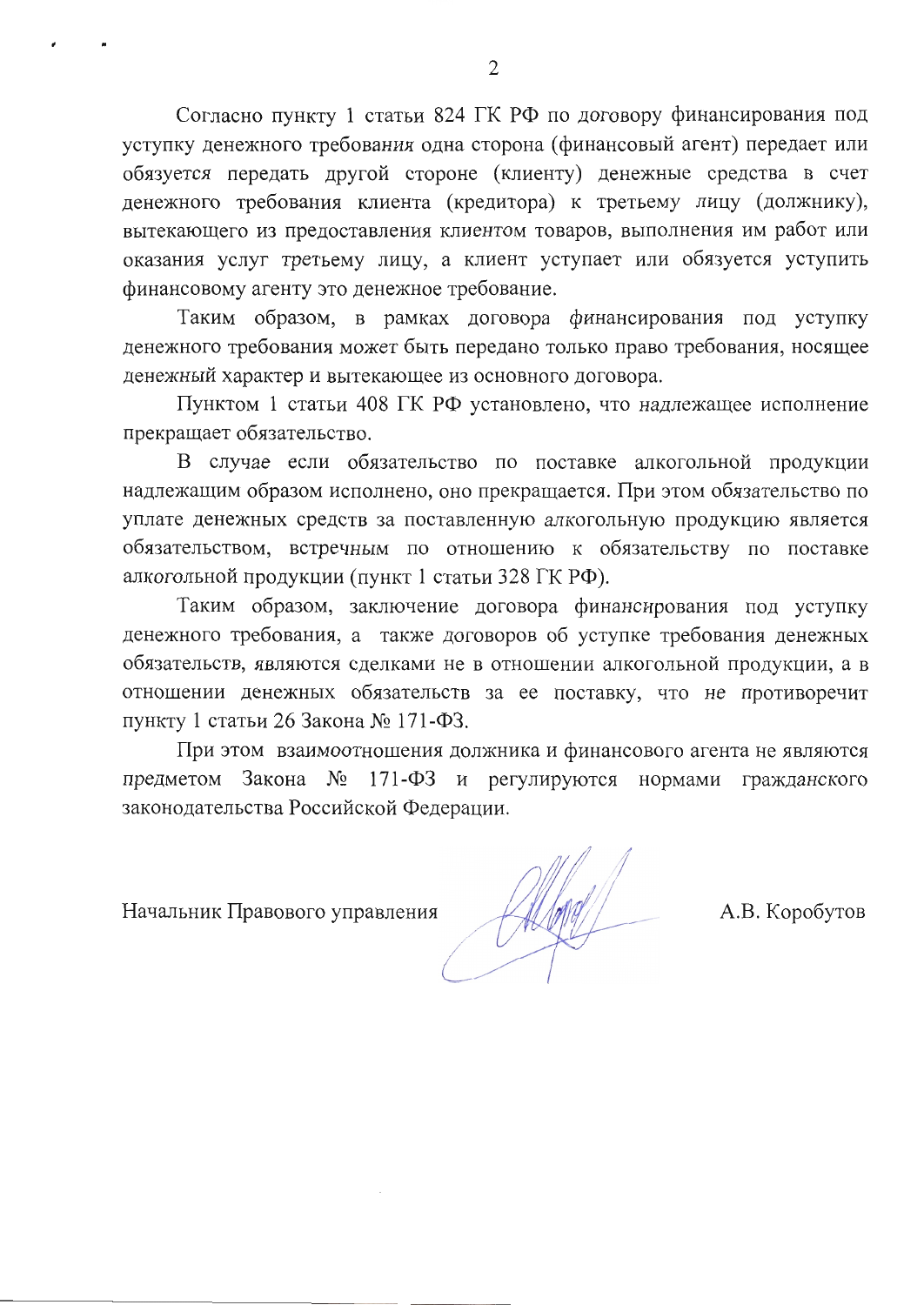Согласно пункту 1 статьи 824 ГК РФ по договору финансирования под уступку денежного требования одна сторона (финансовый агент) передает или обязуется передать другой стороне (клиенту) денежные средства в счет денежного требования клиента (кредитора) к третьему лицу (должнику), вытекающего из предоставления клиентом товаров, выполнения им работ или оказания услуг третьему лицу, а клиент уступает или обязуется уступить финансовому агенту это денежное требование.

Таким образом, в рамках договора финансирования под уступку денежного требования может быть передано только право требования, носящее денежный характер и вытекающее из основного договора.

Пунктом 1 статьи 408 ГК РФ установлено, что надлежащее исполнение прекращает обязательство.

В случае если обязательство по поставке алкогольной продукции надлежащим образом исполнено, оно прекращается. При этом обязательство по уплате денежных средств за поставленную алкогольную продукцию является обязательством, встречным по отношению к обязательству по поставке алкогольной продукции (пункт 1 статьи 328 ГК РФ).

Таким образом, заключение договора финансирования под уступку денежного требования, а также договоров об уступке требования денежных обязательств, являются сделками не в отношении алкогольной продукции, а в отношении денежных обязательств за ее поставку, что не противоречит пункту 1 статьи 26 Закона № 171-ФЗ.

При этом взаимоотношения должника и финансового агента не являются предметом Закона № 171-ФЗ и регулируются нормами гражданского законодательства Российской Федерации.

Начальник Правового управления А.В. Коробутов